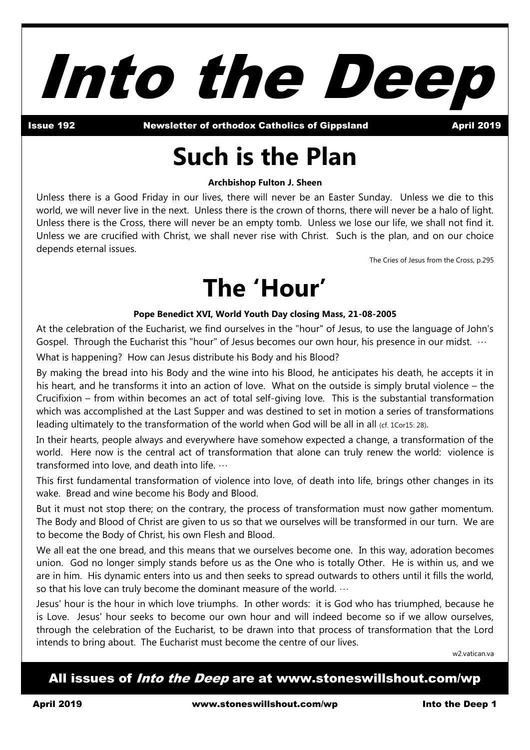# Into the Deep

Issue 192 Newsletter of orthodox Catholics of Gippsland April 2019

## Such is the Plan

**Archbishop Fulton J. Sheen**

Unless there is a Good Friday in our lives, there will never be an Easter Sunday. Unless we die to this world, we will never live in the next. Unless there is the crown of thorns, there will never be a halo of light. Unless there is the Cross, there will never be an empty tomb. Unless we lose our life, we shall not find it. Unless we are crucified with Christ, we shall never rise with Christ. Such is the plan, and on our choice depends eternal issues.

The Cries of Jesus from the Cross, p.295

## The 'Hour'

**Pope Benedict XVI, World Youth Day closing Mass, 21-08-2005**

At the celebration of the Eucharist, we find ourselves in the "hour" of Jesus, to use the language of John's Gospel. Through the Eucharist this "hour" of Jesus becomes our own hour, his presence in our midst. …

What is happening? How can Jesus distribute his Body and his Blood?

By making the bread into his Body and the wine into his Blood, he anticipates his death, he accepts it in his heart, and he transforms it into an action of love. What on the outside is simply brutal violence – the Crucifixion – from within becomes an act of total self-giving love. This is the substantial transformation which was accomplished at the Last Supper and was destined to set in motion a series of transformations leading ultimately to the transformation of the world when God will be all in all (cf. 1Cor15: 28).

In their hearts, people always and everywhere have somehow expected a change, a transformation of the world. Here now is the central act of transformation that alone can truly renew the world: violence is transformed into love, and death into life. …

This first fundamental transformation of violence into love, of death into life, brings other changes in its wake. Bread and wine become his Body and Blood.

But it must not stop there; on the contrary, the process of transformation must now gather momentum. The Body and Blood of Christ are given to us so that we ourselves will be transformed in our turn. We are to become the Body of Christ, his own Flesh and Blood.

We all eat the one bread, and this means that we ourselves become one. In this way, adoration becomes union. God no longer simply stands before us as the One who is totally Other. He is within us, and we are in him. His dynamic enters into us and then seeks to spread outwards to others until it fills the world, so that his love can truly become the dominant measure of the world. …

Jesus' hour is the hour in which love triumphs. In other words: it is God who has triumphed, because he is Love. Jesus' hour seeks to become our own hour and will indeed become so if we allow ourselves, through the celebration of the Eucharist, to be drawn into that process of transformation that the Lord intends to bring about. The Eucharist must become the centre of our lives.

w2.vatican.va

**All issues of *Into the Deep* are at www.stoneswillshout.com/wp**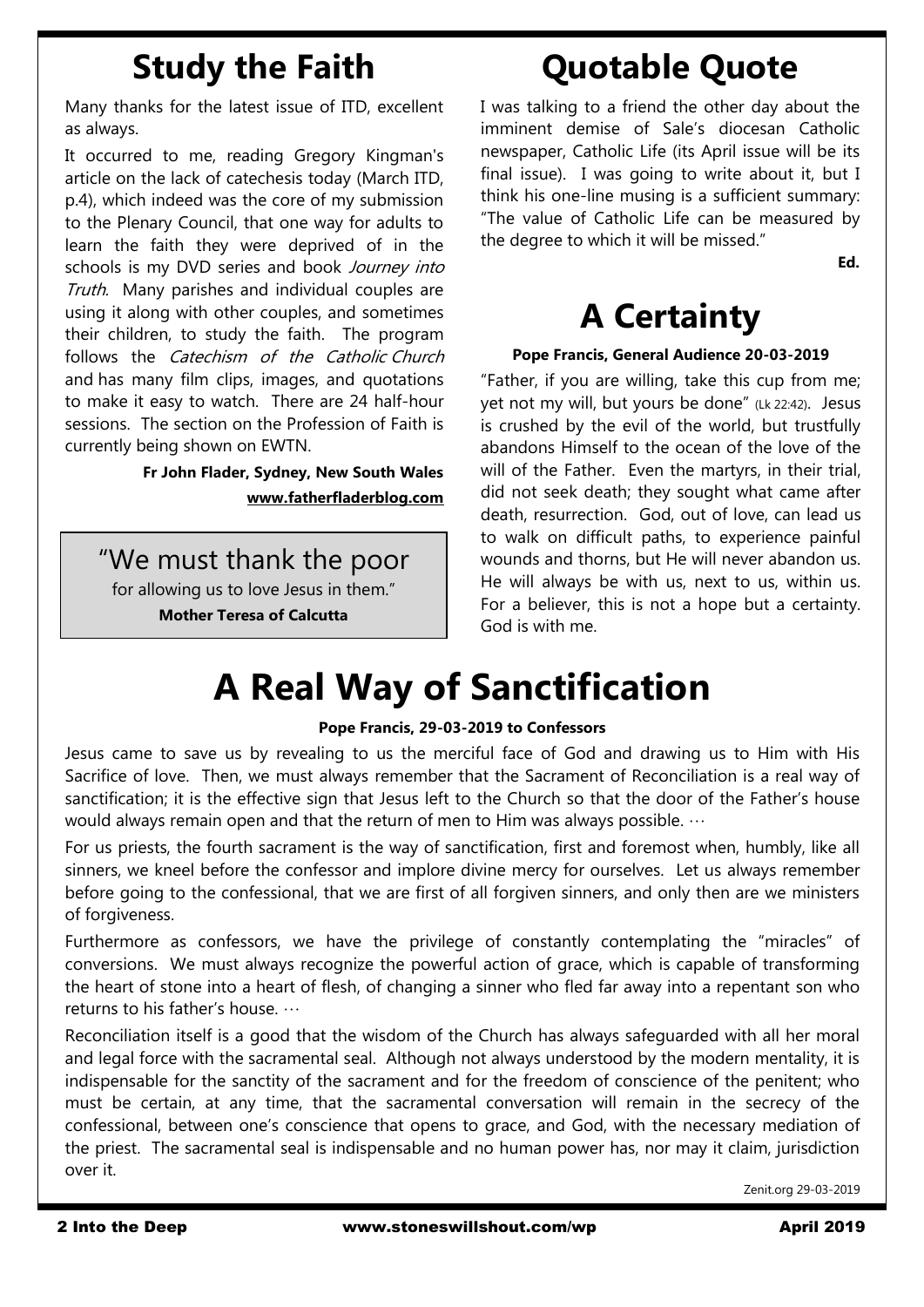## Study the Faith

Many thanks for the latest issue of ITD, excellent as always.

It occurred to me, reading Gregory Kingman's article on the lack of catechesis today (March ITD, p.4), which indeed was the core of my submission to the Plenary Council, that one way for adults to learn the faith they were deprived of in the schools is my DVD series and book *Journey into Truth*. Many parishes and individual couples are using it along with other couples, and sometimes their children, to study the faith. The program follows the *Catechism of the Catholic Church* and has many film clips, images, and quotations to make it easy to watch. There are 24 half-hour sessions. The section on the Profession of Faith is currently being shown on EWTN.

**Fr John Flader, Sydney, New South Wales**
**www.fatherfladerblog.com**

> "We must thank the poor
> for allowing us to love Jesus in them."
> **Mother Teresa of Calcutta**

## Quotable Quote

I was talking to a friend the other day about the imminent demise of Sale's diocesan Catholic newspaper, Catholic Life (its April issue will be its final issue). I was going to write about it, but I think his one-line musing is a sufficient summary: "The value of Catholic Life can be measured by the degree to which it will be missed."

**Ed.**

## A Certainty

**Pope Francis, General Audience 20-03-2019**

"Father, if you are willing, take this cup from me; yet not my will, but yours be done" (Lk 22:42). Jesus is crushed by the evil of the world, but trustfully abandons Himself to the ocean of the love of the will of the Father. Even the martyrs, in their trial, did not seek death; they sought what came after death, resurrection. God, out of love, can lead us to walk on difficult paths, to experience painful wounds and thorns, but He will never abandon us. He will always be with us, next to us, within us. For a believer, this is not a hope but a certainty. God is with me.

# A Real Way of Sanctification

**Pope Francis, 29-03-2019 to Confessors**

Jesus came to save us by revealing to us the merciful face of God and drawing us to Him with His Sacrifice of love. Then, we must always remember that the Sacrament of Reconciliation is a real way of sanctification; it is the effective sign that Jesus left to the Church so that the door of the Father's house would always remain open and that the return of men to Him was always possible. …

For us priests, the fourth sacrament is the way of sanctification, first and foremost when, humbly, like all sinners, we kneel before the confessor and implore divine mercy for ourselves. Let us always remember before going to the confessional, that we are first of all forgiven sinners, and only then are we ministers of forgiveness.

Furthermore as confessors, we have the privilege of constantly contemplating the "miracles" of conversions. We must always recognize the powerful action of grace, which is capable of transforming the heart of stone into a heart of flesh, of changing a sinner who fled far away into a repentant son who returns to his father's house. …

Reconciliation itself is a good that the wisdom of the Church has always safeguarded with all her moral and legal force with the sacramental seal. Although not always understood by the modern mentality, it is indispensable for the sanctity of the sacrament and for the freedom of conscience of the penitent; who must be certain, at any time, that the sacramental conversation will remain in the secrecy of the confessional, between one's conscience that opens to grace, and God, with the necessary mediation of the priest. The sacramental seal is indispensable and no human power has, nor may it claim, jurisdiction over it.

Zenit.org 29-03-2019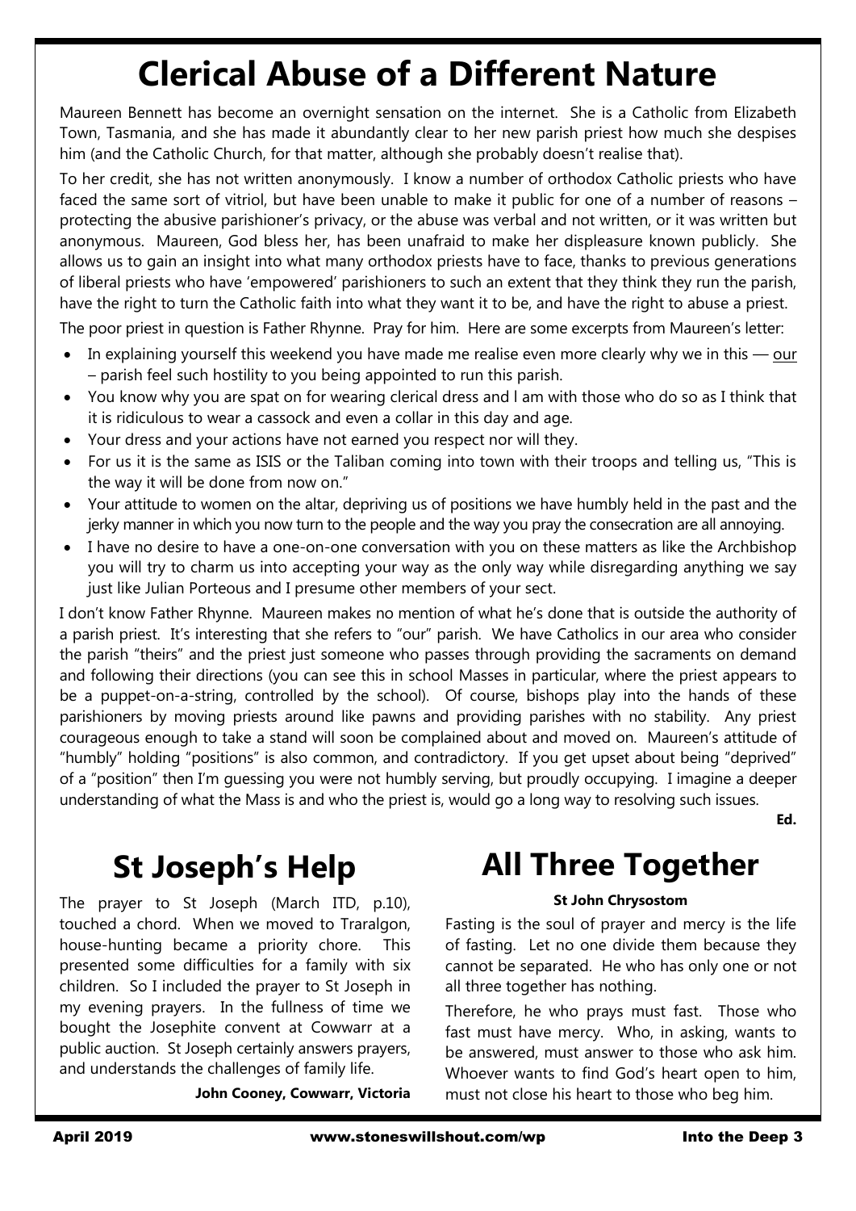# Clerical Abuse of a Different Nature

Maureen Bennett has become an overnight sensation on the internet. She is a Catholic from Elizabeth Town, Tasmania, and she has made it abundantly clear to her new parish priest how much she despises him (and the Catholic Church, for that matter, although she probably doesn't realise that).

To her credit, she has not written anonymously. I know a number of orthodox Catholic priests who have faced the same sort of vitriol, but have been unable to make it public for one of a number of reasons – protecting the abusive parishioner's privacy, or the abuse was verbal and not written, or it was written but anonymous. Maureen, God bless her, has been unafraid to make her displeasure known publicly. She allows us to gain an insight into what many orthodox priests have to face, thanks to previous generations of liberal priests who have 'empowered' parishioners to such an extent that they think they run the parish, have the right to turn the Catholic faith into what they want it to be, and have the right to abuse a priest.

The poor priest in question is Father Rhynne. Pray for him. Here are some excerpts from Maureen's letter:

- In explaining yourself this weekend you have made me realise even more clearly why we in this — our – parish feel such hostility to you being appointed to run this parish.
- You know why you are spat on for wearing clerical dress and I am with those who do so as I think that it is ridiculous to wear a cassock and even a collar in this day and age.
- Your dress and your actions have not earned you respect nor will they.
- For us it is the same as ISIS or the Taliban coming into town with their troops and telling us, "This is the way it will be done from now on."
- Your attitude to women on the altar, depriving us of positions we have humbly held in the past and the jerky manner in which you now turn to the people and the way you pray the consecration are all annoying.
- I have no desire to have a one-on-one conversation with you on these matters as like the Archbishop you will try to charm us into accepting your way as the only way while disregarding anything we say just like Julian Porteous and I presume other members of your sect.

I don't know Father Rhynne. Maureen makes no mention of what he's done that is outside the authority of a parish priest. It's interesting that she refers to "our" parish. We have Catholics in our area who consider the parish "theirs" and the priest just someone who passes through providing the sacraments on demand and following their directions (you can see this in school Masses in particular, where the priest appears to be a puppet-on-a-string, controlled by the school). Of course, bishops play into the hands of these parishioners by moving priests around like pawns and providing parishes with no stability. Any priest courageous enough to take a stand will soon be complained about and moved on. Maureen's attitude of "humbly" holding "positions" is also common, and contradictory. If you get upset about being "deprived" of a "position" then I'm guessing you were not humbly serving, but proudly occupying. I imagine a deeper understanding of what the Mass is and who the priest is, would go a long way to resolving such issues.

**Ed.**

# St Joseph's Help

The prayer to St Joseph (March ITD, p.10), touched a chord. When we moved to Traralgon, house-hunting became a priority chore. This presented some difficulties for a family with six children. So I included the prayer to St Joseph in my evening prayers. In the fullness of time we bought the Josephite convent at Cowwarr at a public auction. St Joseph certainly answers prayers, and understands the challenges of family life.

**John Cooney, Cowwarr, Victoria**

# All Three Together

**St John Chrysostom**

Fasting is the soul of prayer and mercy is the life of fasting. Let no one divide them because they cannot be separated. He who has only one or not all three together has nothing.

Therefore, he who prays must fast. Those who fast must have mercy. Who, in asking, wants to be answered, must answer to those who ask him. Whoever wants to find God's heart open to him, must not close his heart to those who beg him.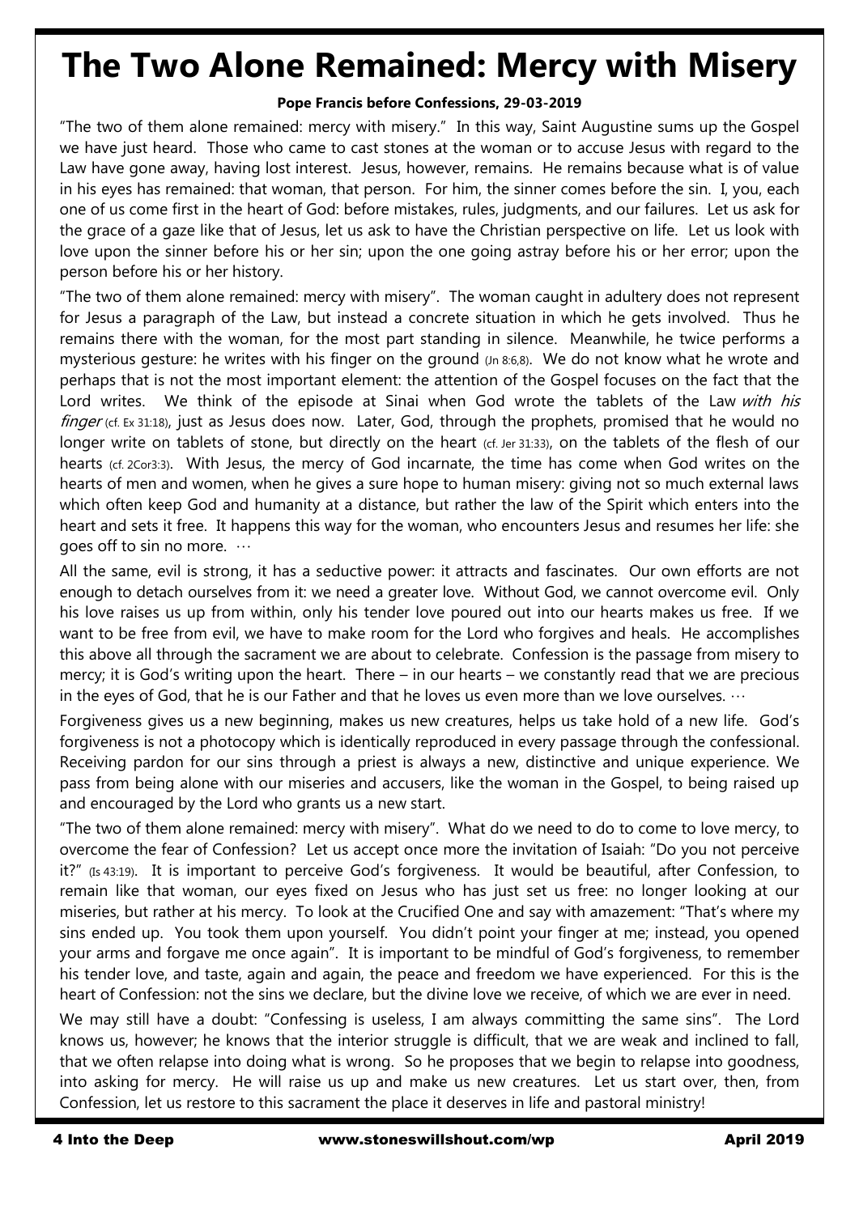# The Two Alone Remained: Mercy with Misery

**Pope Francis before Confessions, 29-03-2019**

"The two of them alone remained: mercy with misery." In this way, Saint Augustine sums up the Gospel we have just heard. Those who came to cast stones at the woman or to accuse Jesus with regard to the Law have gone away, having lost interest. Jesus, however, remains. He remains because what is of value in his eyes has remained: that woman, that person. For him, the sinner comes before the sin. I, you, each one of us come first in the heart of God: before mistakes, rules, judgments, and our failures. Let us ask for the grace of a gaze like that of Jesus, let us ask to have the Christian perspective on life. Let us look with love upon the sinner before his or her sin; upon the one going astray before his or her error; upon the person before his or her history.

"The two of them alone remained: mercy with misery". The woman caught in adultery does not represent for Jesus a paragraph of the Law, but instead a concrete situation in which he gets involved. Thus he remains there with the woman, for the most part standing in silence. Meanwhile, he twice performs a mysterious gesture: he writes with his finger on the ground (Jn 8:6,8). We do not know what he wrote and perhaps that is not the most important element: the attention of the Gospel focuses on the fact that the Lord writes. We think of the episode at Sinai when God wrote the tablets of the Law *with his finger* (cf. Ex 31:18), just as Jesus does now. Later, God, through the prophets, promised that he would no longer write on tablets of stone, but directly on the heart (cf. Jer 31:33), on the tablets of the flesh of our hearts (cf. 2Cor3:3). With Jesus, the mercy of God incarnate, the time has come when God writes on the hearts of men and women, when he gives a sure hope to human misery: giving not so much external laws which often keep God and humanity at a distance, but rather the law of the Spirit which enters into the heart and sets it free. It happens this way for the woman, who encounters Jesus and resumes her life: she goes off to sin no more. …

All the same, evil is strong, it has a seductive power: it attracts and fascinates. Our own efforts are not enough to detach ourselves from it: we need a greater love. Without God, we cannot overcome evil. Only his love raises us up from within, only his tender love poured out into our hearts makes us free. If we want to be free from evil, we have to make room for the Lord who forgives and heals. He accomplishes this above all through the sacrament we are about to celebrate. Confession is the passage from misery to mercy; it is God's writing upon the heart. There – in our hearts – we constantly read that we are precious in the eyes of God, that he is our Father and that he loves us even more than we love ourselves. …

Forgiveness gives us a new beginning, makes us new creatures, helps us take hold of a new life. God's forgiveness is not a photocopy which is identically reproduced in every passage through the confessional. Receiving pardon for our sins through a priest is always a new, distinctive and unique experience. We pass from being alone with our miseries and accusers, like the woman in the Gospel, to being raised up and encouraged by the Lord who grants us a new start.

"The two of them alone remained: mercy with misery". What do we need to do to come to love mercy, to overcome the fear of Confession? Let us accept once more the invitation of Isaiah: "Do you not perceive it?" (Is 43:19). It is important to perceive God's forgiveness. It would be beautiful, after Confession, to remain like that woman, our eyes fixed on Jesus who has just set us free: no longer looking at our miseries, but rather at his mercy. To look at the Crucified One and say with amazement: "That's where my sins ended up. You took them upon yourself. You didn't point your finger at me; instead, you opened your arms and forgave me once again". It is important to be mindful of God's forgiveness, to remember his tender love, and taste, again and again, the peace and freedom we have experienced. For this is the heart of Confession: not the sins we declare, but the divine love we receive, of which we are ever in need.

We may still have a doubt: "Confessing is useless, I am always committing the same sins". The Lord knows us, however; he knows that the interior struggle is difficult, that we are weak and inclined to fall, that we often relapse into doing what is wrong. So he proposes that we begin to relapse into goodness, into asking for mercy. He will raise us up and make us new creatures. Let us start over, then, from Confession, let us restore to this sacrament the place it deserves in life and pastoral ministry!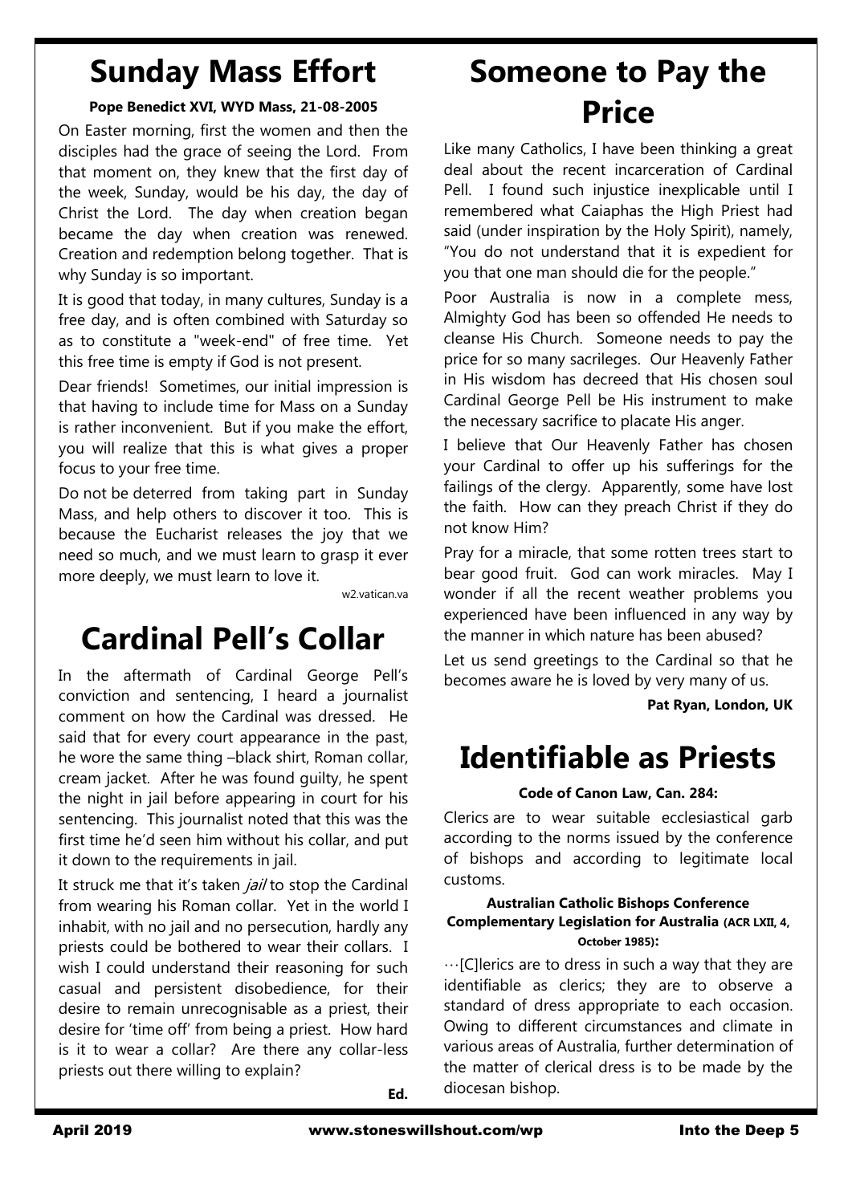# Sunday Mass Effort

**Pope Benedict XVI, WYD Mass, 21-08-2005**

On Easter morning, first the women and then the disciples had the grace of seeing the Lord. From that moment on, they knew that the first day of the week, Sunday, would be his day, the day of Christ the Lord. The day when creation began became the day when creation was renewed. Creation and redemption belong together. That is why Sunday is so important.

It is good that today, in many cultures, Sunday is a free day, and is often combined with Saturday so as to constitute a "week-end" of free time. Yet this free time is empty if God is not present.

Dear friends! Sometimes, our initial impression is that having to include time for Mass on a Sunday is rather inconvenient. But if you make the effort, you will realize that this is what gives a proper focus to your free time.

Do not be deterred from taking part in Sunday Mass, and help others to discover it too. This is because the Eucharist releases the joy that we need so much, and we must learn to grasp it ever more deeply, we must learn to love it.

w2.vatican.va

# Cardinal Pell's Collar

In the aftermath of Cardinal George Pell's conviction and sentencing, I heard a journalist comment on how the Cardinal was dressed. He said that for every court appearance in the past, he wore the same thing –black shirt, Roman collar, cream jacket. After he was found guilty, he spent the night in jail before appearing in court for his sentencing. This journalist noted that this was the first time he'd seen him without his collar, and put it down to the requirements in jail.

It struck me that it's taken *jail* to stop the Cardinal from wearing his Roman collar. Yet in the world I inhabit, with no jail and no persecution, hardly any priests could be bothered to wear their collars. I wish I could understand their reasoning for such casual and persistent disobedience, for their desire to remain unrecognisable as a priest, their desire for 'time off' from being a priest. How hard is it to wear a collar? Are there any collar-less priests out there willing to explain?

**Ed.**

# Someone to Pay the Price

Like many Catholics, I have been thinking a great deal about the recent incarceration of Cardinal Pell. I found such injustice inexplicable until I remembered what Caiaphas the High Priest had said (under inspiration by the Holy Spirit), namely, "You do not understand that it is expedient for you that one man should die for the people."

Poor Australia is now in a complete mess, Almighty God has been so offended He needs to cleanse His Church. Someone needs to pay the price for so many sacrileges. Our Heavenly Father in His wisdom has decreed that His chosen soul Cardinal George Pell be His instrument to make the necessary sacrifice to placate His anger.

I believe that Our Heavenly Father has chosen your Cardinal to offer up his sufferings for the failings of the clergy. Apparently, some have lost the faith. How can they preach Christ if they do not know Him?

Pray for a miracle, that some rotten trees start to bear good fruit. God can work miracles. May I wonder if all the recent weather problems you experienced have been influenced in any way by the manner in which nature has been abused?

Let us send greetings to the Cardinal so that he becomes aware he is loved by very many of us.

**Pat Ryan, London, UK**

# Identifiable as Priests

**Code of Canon Law, Can. 284:**

Clerics are to wear suitable ecclesiastical garb according to the norms issued by the conference of bishops and according to legitimate local customs.

**Australian Catholic Bishops Conference Complementary Legislation for Australia (ACR LXII, 4, October 1985):**

…[C]lerics are to dress in such a way that they are identifiable as clerics; they are to observe a standard of dress appropriate to each occasion. Owing to different circumstances and climate in various areas of Australia, further determination of the matter of clerical dress is to be made by the diocesan bishop.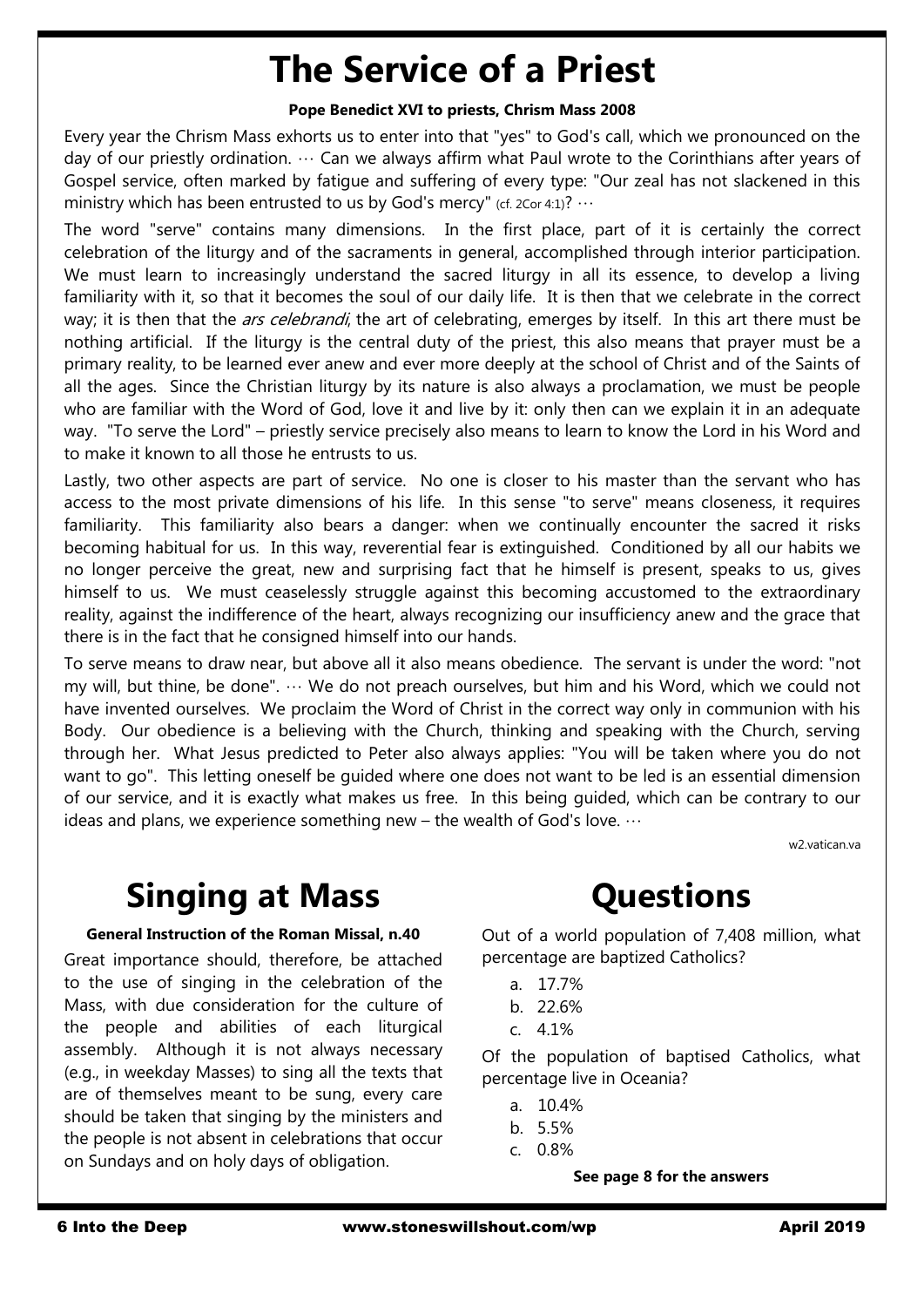# The Service of a Priest

**Pope Benedict XVI to priests, Chrism Mass 2008**

Every year the Chrism Mass exhorts us to enter into that "yes" to God's call, which we pronounced on the day of our priestly ordination. … Can we always affirm what Paul wrote to the Corinthians after years of Gospel service, often marked by fatigue and suffering of every type: "Our zeal has not slackened in this ministry which has been entrusted to us by God's mercy" (cf. 2Cor 4:1)? …

The word "serve" contains many dimensions. In the first place, part of it is certainly the correct celebration of the liturgy and of the sacraments in general, accomplished through interior participation. We must learn to increasingly understand the sacred liturgy in all its essence, to develop a living familiarity with it, so that it becomes the soul of our daily life. It is then that we celebrate in the correct way; it is then that the *ars celebrandi*, the art of celebrating, emerges by itself. In this art there must be nothing artificial. If the liturgy is the central duty of the priest, this also means that prayer must be a primary reality, to be learned ever anew and ever more deeply at the school of Christ and of the Saints of all the ages. Since the Christian liturgy by its nature is also always a proclamation, we must be people who are familiar with the Word of God, love it and live by it: only then can we explain it in an adequate way. "To serve the Lord" – priestly service precisely also means to learn to know the Lord in his Word and to make it known to all those he entrusts to us.

Lastly, two other aspects are part of service. No one is closer to his master than the servant who has access to the most private dimensions of his life. In this sense "to serve" means closeness, it requires familiarity. This familiarity also bears a danger: when we continually encounter the sacred it risks becoming habitual for us. In this way, reverential fear is extinguished. Conditioned by all our habits we no longer perceive the great, new and surprising fact that he himself is present, speaks to us, gives himself to us. We must ceaselessly struggle against this becoming accustomed to the extraordinary reality, against the indifference of the heart, always recognizing our insufficiency anew and the grace that there is in the fact that he consigned himself into our hands.

To serve means to draw near, but above all it also means obedience. The servant is under the word: "not my will, but thine, be done". … We do not preach ourselves, but him and his Word, which we could not have invented ourselves. We proclaim the Word of Christ in the correct way only in communion with his Body. Our obedience is a believing with the Church, thinking and speaking with the Church, serving through her. What Jesus predicted to Peter also always applies: "You will be taken where you do not want to go". This letting oneself be guided where one does not want to be led is an essential dimension of our service, and it is exactly what makes us free. In this being guided, which can be contrary to our ideas and plans, we experience something new – the wealth of God's love. …

w2.vatican.va

# Singing at Mass

**General Instruction of the Roman Missal, n.40**

Great importance should, therefore, be attached to the use of singing in the celebration of the Mass, with due consideration for the culture of the people and abilities of each liturgical assembly. Although it is not always necessary (e.g., in weekday Masses) to sing all the texts that are of themselves meant to be sung, every care should be taken that singing by the ministers and the people is not absent in celebrations that occur on Sundays and on holy days of obligation.

# Questions

Out of a world population of 7,408 million, what percentage are baptized Catholics?

a. 17.7%
b. 22.6%
c. 4.1%

Of the population of baptised Catholics, what percentage live in Oceania?

a. 10.4%
b. 5.5%
c. 0.8%

**See page 8 for the answers**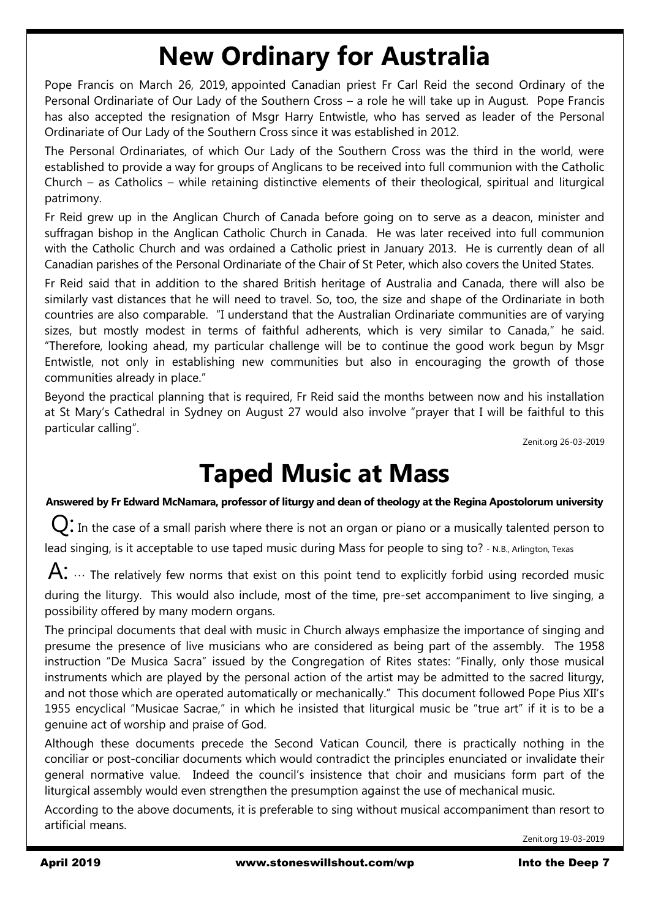# New Ordinary for Australia

Pope Francis on March 26, 2019, appointed Canadian priest Fr Carl Reid the second Ordinary of the Personal Ordinariate of Our Lady of the Southern Cross – a role he will take up in August. Pope Francis has also accepted the resignation of Msgr Harry Entwistle, who has served as leader of the Personal Ordinariate of Our Lady of the Southern Cross since it was established in 2012.

The Personal Ordinariates, of which Our Lady of the Southern Cross was the third in the world, were established to provide a way for groups of Anglicans to be received into full communion with the Catholic Church – as Catholics – while retaining distinctive elements of their theological, spiritual and liturgical patrimony.

Fr Reid grew up in the Anglican Church of Canada before going on to serve as a deacon, minister and suffragan bishop in the Anglican Catholic Church in Canada. He was later received into full communion with the Catholic Church and was ordained a Catholic priest in January 2013. He is currently dean of all Canadian parishes of the Personal Ordinariate of the Chair of St Peter, which also covers the United States.

Fr Reid said that in addition to the shared British heritage of Australia and Canada, there will also be similarly vast distances that he will need to travel. So, too, the size and shape of the Ordinariate in both countries are also comparable. "I understand that the Australian Ordinariate communities are of varying sizes, but mostly modest in terms of faithful adherents, which is very similar to Canada," he said. "Therefore, looking ahead, my particular challenge will be to continue the good work begun by Msgr Entwistle, not only in establishing new communities but also in encouraging the growth of those communities already in place."

Beyond the practical planning that is required, Fr Reid said the months between now and his installation at St Mary's Cathedral in Sydney on August 27 would also involve "prayer that I will be faithful to this particular calling".

Zenit.org 26-03-2019

# Taped Music at Mass

**Answered by Fr Edward McNamara, professor of liturgy and dean of theology at the Regina Apostolorum university**

Q: In the case of a small parish where there is not an organ or piano or a musically talented person to lead singing, is it acceptable to use taped music during Mass for people to sing to? - N.B., Arlington, Texas

A: … The relatively few norms that exist on this point tend to explicitly forbid using recorded music during the liturgy. This would also include, most of the time, pre-set accompaniment to live singing, a possibility offered by many modern organs.

The principal documents that deal with music in Church always emphasize the importance of singing and presume the presence of live musicians who are considered as being part of the assembly. The 1958 instruction "De Musica Sacra" issued by the Congregation of Rites states: "Finally, only those musical instruments which are played by the personal action of the artist may be admitted to the sacred liturgy, and not those which are operated automatically or mechanically." This document followed Pope Pius XII's 1955 encyclical "Musicae Sacrae," in which he insisted that liturgical music be "true art" if it is to be a genuine act of worship and praise of God.

Although these documents precede the Second Vatican Council, there is practically nothing in the conciliar or post-conciliar documents which would contradict the principles enunciated or invalidate their general normative value. Indeed the council's insistence that choir and musicians form part of the liturgical assembly would even strengthen the presumption against the use of mechanical music.

According to the above documents, it is preferable to sing without musical accompaniment than resort to artificial means.

Zenit.org 19-03-2019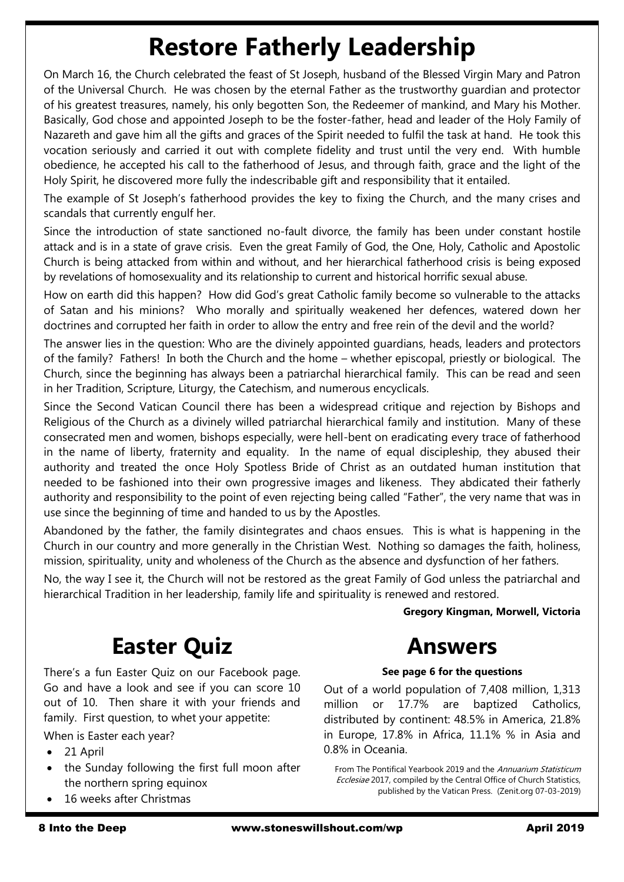# Restore Fatherly Leadership

On March 16, the Church celebrated the feast of St Joseph, husband of the Blessed Virgin Mary and Patron of the Universal Church. He was chosen by the eternal Father as the trustworthy guardian and protector of his greatest treasures, namely, his only begotten Son, the Redeemer of mankind, and Mary his Mother. Basically, God chose and appointed Joseph to be the foster-father, head and leader of the Holy Family of Nazareth and gave him all the gifts and graces of the Spirit needed to fulfil the task at hand. He took this vocation seriously and carried it out with complete fidelity and trust until the very end. With humble obedience, he accepted his call to the fatherhood of Jesus, and through faith, grace and the light of the Holy Spirit, he discovered more fully the indescribable gift and responsibility that it entailed.

The example of St Joseph's fatherhood provides the key to fixing the Church, and the many crises and scandals that currently engulf her.

Since the introduction of state sanctioned no-fault divorce, the family has been under constant hostile attack and is in a state of grave crisis. Even the great Family of God, the One, Holy, Catholic and Apostolic Church is being attacked from within and without, and her hierarchical fatherhood crisis is being exposed by revelations of homosexuality and its relationship to current and historical horrific sexual abuse.

How on earth did this happen? How did God's great Catholic family become so vulnerable to the attacks of Satan and his minions? Who morally and spiritually weakened her defences, watered down her doctrines and corrupted her faith in order to allow the entry and free rein of the devil and the world?

The answer lies in the question: Who are the divinely appointed guardians, heads, leaders and protectors of the family? Fathers! In both the Church and the home – whether episcopal, priestly or biological. The Church, since the beginning has always been a patriarchal hierarchical family. This can be read and seen in her Tradition, Scripture, Liturgy, the Catechism, and numerous encyclicals.

Since the Second Vatican Council there has been a widespread critique and rejection by Bishops and Religious of the Church as a divinely willed patriarchal hierarchical family and institution. Many of these consecrated men and women, bishops especially, were hell-bent on eradicating every trace of fatherhood in the name of liberty, fraternity and equality. In the name of equal discipleship, they abused their authority and treated the once Holy Spotless Bride of Christ as an outdated human institution that needed to be fashioned into their own progressive images and likeness. They abdicated their fatherly authority and responsibility to the point of even rejecting being called "Father", the very name that was in use since the beginning of time and handed to us by the Apostles.

Abandoned by the father, the family disintegrates and chaos ensues. This is what is happening in the Church in our country and more generally in the Christian West. Nothing so damages the faith, holiness, mission, spirituality, unity and wholeness of the Church as the absence and dysfunction of her fathers.

No, the way I see it, the Church will not be restored as the great Family of God unless the patriarchal and hierarchical Tradition in her leadership, family life and spirituality is renewed and restored.

**Gregory Kingman, Morwell, Victoria**

# Easter Quiz

There's a fun Easter Quiz on our Facebook page. Go and have a look and see if you can score 10 out of 10. Then share it with your friends and family. First question, to whet your appetite:

When is Easter each year?

- 21 April
- the Sunday following the first full moon after the northern spring equinox
- 16 weeks after Christmas

# Answers

**See page 6 for the questions**

Out of a world population of 7,408 million, 1,313 million or 17.7% are baptized Catholics, distributed by continent: 48.5% in America, 21.8% in Europe, 17.8% in Africa, 11.1% % in Asia and 0.8% in Oceania.

From The Pontifical Yearbook 2019 and the *Annuarium Statisticum Ecclesiae* 2017, compiled by the Central Office of Church Statistics, published by the Vatican Press. (Zenit.org 07-03-2019)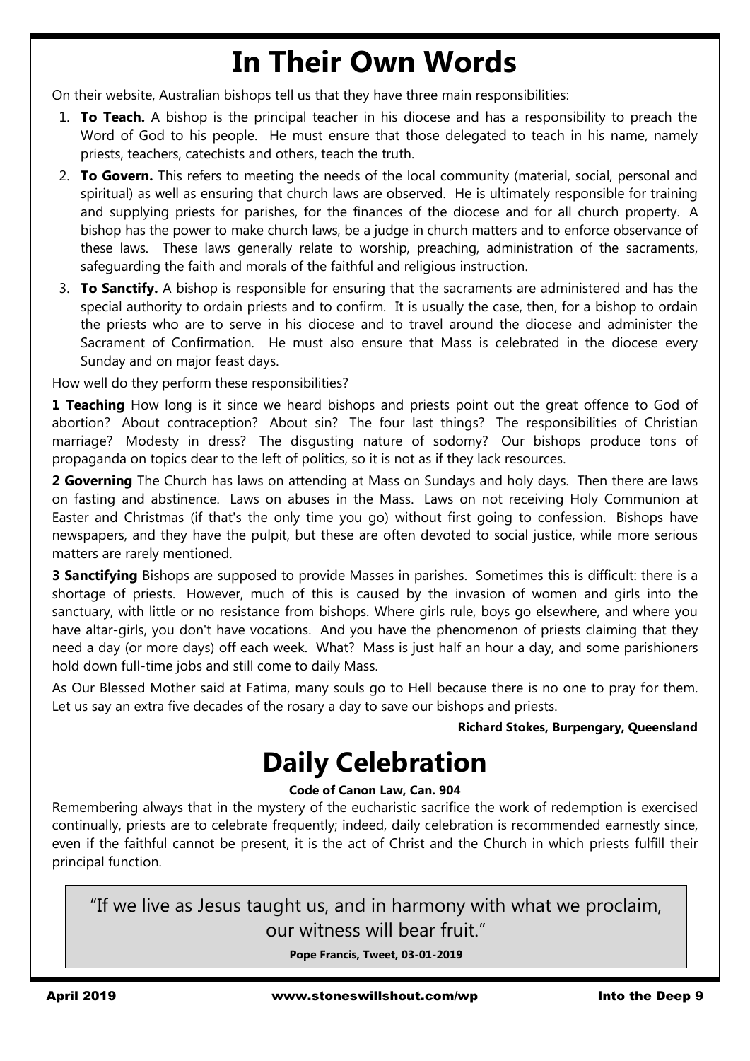# In Their Own Words

On their website, Australian bishops tell us that they have three main responsibilities:

1. **To Teach.** A bishop is the principal teacher in his diocese and has a responsibility to preach the Word of God to his people. He must ensure that those delegated to teach in his name, namely priests, teachers, catechists and others, teach the truth.
2. **To Govern.** This refers to meeting the needs of the local community (material, social, personal and spiritual) as well as ensuring that church laws are observed. He is ultimately responsible for training and supplying priests for parishes, for the finances of the diocese and for all church property. A bishop has the power to make church laws, be a judge in church matters and to enforce observance of these laws. These laws generally relate to worship, preaching, administration of the sacraments, safeguarding the faith and morals of the faithful and religious instruction.
3. **To Sanctify.** A bishop is responsible for ensuring that the sacraments are administered and has the special authority to ordain priests and to confirm. It is usually the case, then, for a bishop to ordain the priests who are to serve in his diocese and to travel around the diocese and administer the Sacrament of Confirmation. He must also ensure that Mass is celebrated in the diocese every Sunday and on major feast days.

How well do they perform these responsibilities?

**1 Teaching** How long is it since we heard bishops and priests point out the great offence to God of abortion? About contraception? About sin? The four last things? The responsibilities of Christian marriage? Modesty in dress? The disgusting nature of sodomy? Our bishops produce tons of propaganda on topics dear to the left of politics, so it is not as if they lack resources.

**2 Governing** The Church has laws on attending at Mass on Sundays and holy days. Then there are laws on fasting and abstinence. Laws on abuses in the Mass. Laws on not receiving Holy Communion at Easter and Christmas (if that's the only time you go) without first going to confession. Bishops have newspapers, and they have the pulpit, but these are often devoted to social justice, while more serious matters are rarely mentioned.

**3 Sanctifying** Bishops are supposed to provide Masses in parishes. Sometimes this is difficult: there is a shortage of priests. However, much of this is caused by the invasion of women and girls into the sanctuary, with little or no resistance from bishops. Where girls rule, boys go elsewhere, and where you have altar-girls, you don't have vocations. And you have the phenomenon of priests claiming that they need a day (or more days) off each week. What? Mass is just half an hour a day, and some parishioners hold down full-time jobs and still come to daily Mass.

As Our Blessed Mother said at Fatima, many souls go to Hell because there is no one to pray for them. Let us say an extra five decades of the rosary a day to save our bishops and priests.

**Richard Stokes, Burpengary, Queensland**

# Daily Celebration

**Code of Canon Law, Can. 904**

Remembering always that in the mystery of the eucharistic sacrifice the work of redemption is exercised continually, priests are to celebrate frequently; indeed, daily celebration is recommended earnestly since, even if the faithful cannot be present, it is the act of Christ and the Church in which priests fulfill their principal function.

"If we live as Jesus taught us, and in harmony with what we proclaim, our witness will bear fruit."

**Pope Francis, Tweet, 03-01-2019**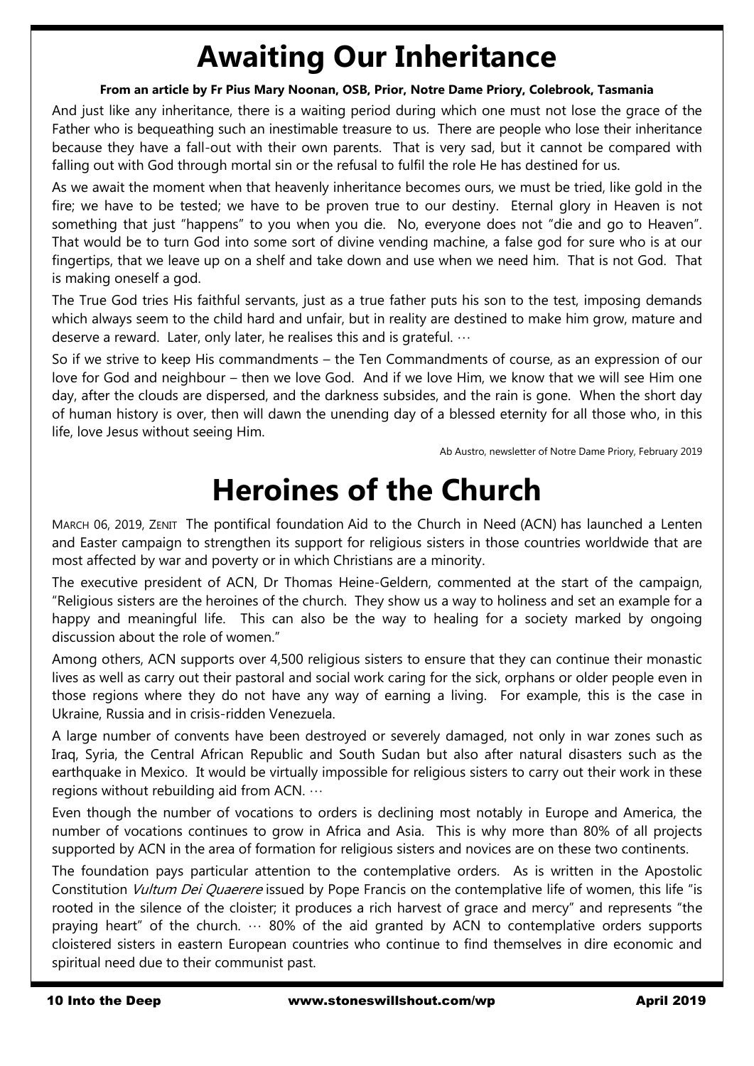# Awaiting Our Inheritance

**From an article by Fr Pius Mary Noonan, OSB, Prior, Notre Dame Priory, Colebrook, Tasmania**

And just like any inheritance, there is a waiting period during which one must not lose the grace of the Father who is bequeathing such an inestimable treasure to us. There are people who lose their inheritance because they have a fall-out with their own parents. That is very sad, but it cannot be compared with falling out with God through mortal sin or the refusal to fulfil the role He has destined for us.

As we await the moment when that heavenly inheritance becomes ours, we must be tried, like gold in the fire; we have to be tested; we have to be proven true to our destiny. Eternal glory in Heaven is not something that just "happens" to you when you die. No, everyone does not "die and go to Heaven". That would be to turn God into some sort of divine vending machine, a false god for sure who is at our fingertips, that we leave up on a shelf and take down and use when we need him. That is not God. That is making oneself a god.

The True God tries His faithful servants, just as a true father puts his son to the test, imposing demands which always seem to the child hard and unfair, but in reality are destined to make him grow, mature and deserve a reward. Later, only later, he realises this and is grateful. …

So if we strive to keep His commandments – the Ten Commandments of course, as an expression of our love for God and neighbour – then we love God. And if we love Him, we know that we will see Him one day, after the clouds are dispersed, and the darkness subsides, and the rain is gone. When the short day of human history is over, then will dawn the unending day of a blessed eternity for all those who, in this life, love Jesus without seeing Him.

Ab Austro, newsletter of Notre Dame Priory, February 2019

# Heroines of the Church

MARCH 06, 2019, ZENIT The pontifical foundation Aid to the Church in Need (ACN) has launched a Lenten and Easter campaign to strengthen its support for religious sisters in those countries worldwide that are most affected by war and poverty or in which Christians are a minority.

The executive president of ACN, Dr Thomas Heine-Geldern, commented at the start of the campaign, "Religious sisters are the heroines of the church. They show us a way to holiness and set an example for a happy and meaningful life. This can also be the way to healing for a society marked by ongoing discussion about the role of women."

Among others, ACN supports over 4,500 religious sisters to ensure that they can continue their monastic lives as well as carry out their pastoral and social work caring for the sick, orphans or older people even in those regions where they do not have any way of earning a living. For example, this is the case in Ukraine, Russia and in crisis-ridden Venezuela.

A large number of convents have been destroyed or severely damaged, not only in war zones such as Iraq, Syria, the Central African Republic and South Sudan but also after natural disasters such as the earthquake in Mexico. It would be virtually impossible for religious sisters to carry out their work in these regions without rebuilding aid from ACN. …

Even though the number of vocations to orders is declining most notably in Europe and America, the number of vocations continues to grow in Africa and Asia. This is why more than 80% of all projects supported by ACN in the area of formation for religious sisters and novices are on these two continents.

The foundation pays particular attention to the contemplative orders. As is written in the Apostolic Constitution *Vultum Dei Quaerere* issued by Pope Francis on the contemplative life of women, this life "is rooted in the silence of the cloister; it produces a rich harvest of grace and mercy" and represents "the praying heart" of the church. … 80% of the aid granted by ACN to contemplative orders supports cloistered sisters in eastern European countries who continue to find themselves in dire economic and spiritual need due to their communist past.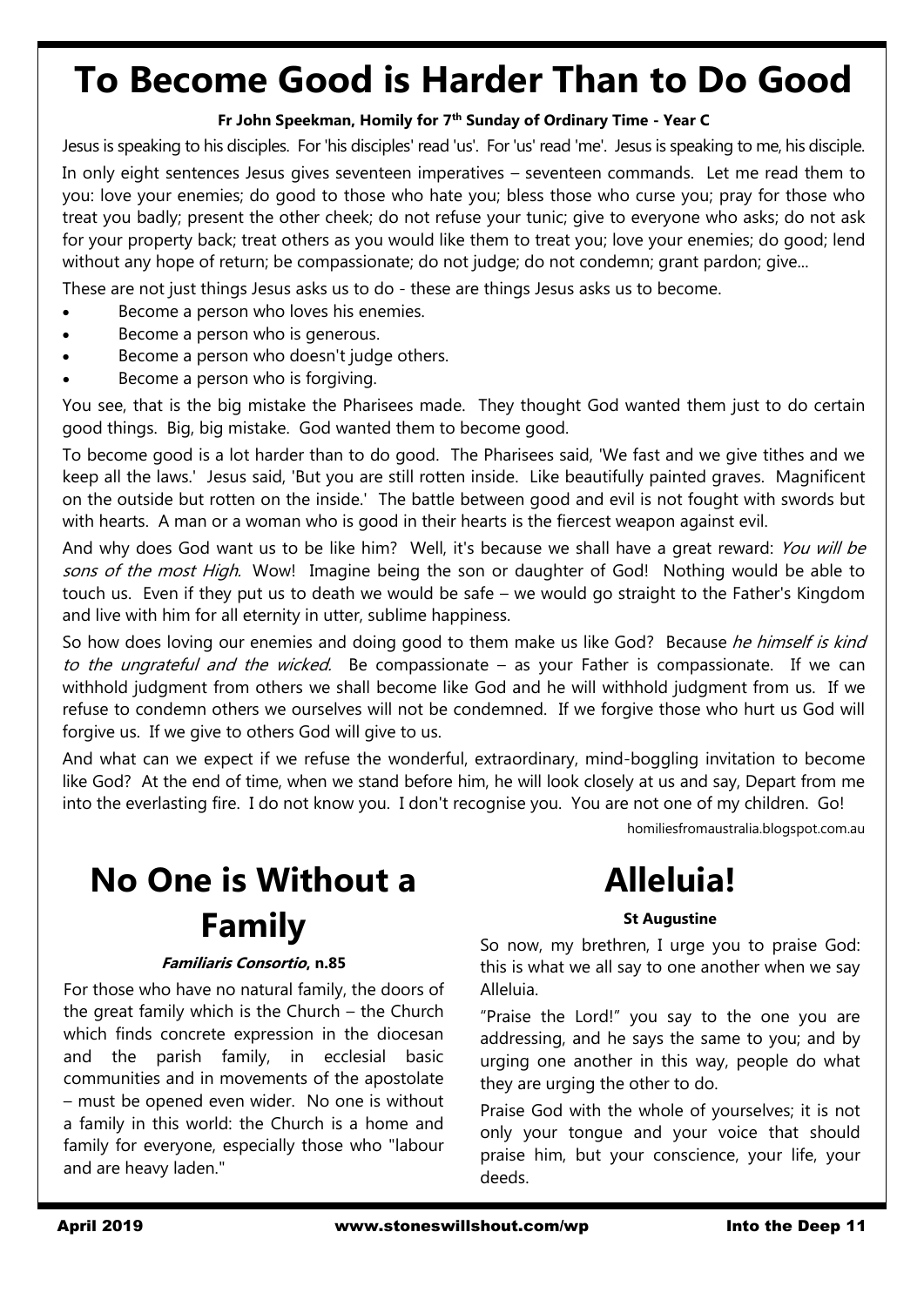# To Become Good is Harder Than to Do Good

**Fr John Speekman, Homily for 7th Sunday of Ordinary Time - Year C**

Jesus is speaking to his disciples. For 'his disciples' read 'us'. For 'us' read 'me'. Jesus is speaking to me, his disciple.

In only eight sentences Jesus gives seventeen imperatives – seventeen commands. Let me read them to you: love your enemies; do good to those who hate you; bless those who curse you; pray for those who treat you badly; present the other cheek; do not refuse your tunic; give to everyone who asks; do not ask for your property back; treat others as you would like them to treat you; love your enemies; do good; lend without any hope of return; be compassionate; do not judge; do not condemn; grant pardon; give...

These are not just things Jesus asks us to do - these are things Jesus asks us to become.

- Become a person who loves his enemies.
- Become a person who is generous.
- Become a person who doesn't judge others.
- Become a person who is forgiving.

You see, that is the big mistake the Pharisees made. They thought God wanted them just to do certain good things. Big, big mistake. God wanted them to become good.

To become good is a lot harder than to do good. The Pharisees said, 'We fast and we give tithes and we keep all the laws.' Jesus said, 'But you are still rotten inside. Like beautifully painted graves. Magnificent on the outside but rotten on the inside.' The battle between good and evil is not fought with swords but with hearts. A man or a woman who is good in their hearts is the fiercest weapon against evil.

And why does God want us to be like him? Well, it's because we shall have a great reward: *You will be sons of the most High.* Wow! Imagine being the son or daughter of God! Nothing would be able to touch us. Even if they put us to death we would be safe – we would go straight to the Father's Kingdom and live with him for all eternity in utter, sublime happiness.

So how does loving our enemies and doing good to them make us like God? Because *he himself is kind to the ungrateful and the wicked.* Be compassionate – as your Father is compassionate. If we can withhold judgment from others we shall become like God and he will withhold judgment from us. If we refuse to condemn others we ourselves will not be condemned. If we forgive those who hurt us God will forgive us. If we give to others God will give to us.

And what can we expect if we refuse the wonderful, extraordinary, mind-boggling invitation to become like God? At the end of time, when we stand before him, he will look closely at us and say, Depart from me into the everlasting fire. I do not know you. I don't recognise you. You are not one of my children. Go!

homiliesfromaustralia.blogspot.com.au

# No One is Without a Family

***Familiaris Consortio*, n.85**

For those who have no natural family, the doors of the great family which is the Church – the Church which finds concrete expression in the diocesan and the parish family, in ecclesial basic communities and in movements of the apostolate – must be opened even wider. No one is without a family in this world: the Church is a home and family for everyone, especially those who "labour and are heavy laden."

# Alleluia!

**St Augustine**

So now, my brethren, I urge you to praise God: this is what we all say to one another when we say Alleluia.

"Praise the Lord!" you say to the one you are addressing, and he says the same to you; and by urging one another in this way, people do what they are urging the other to do.

Praise God with the whole of yourselves; it is not only your tongue and your voice that should praise him, but your conscience, your life, your deeds.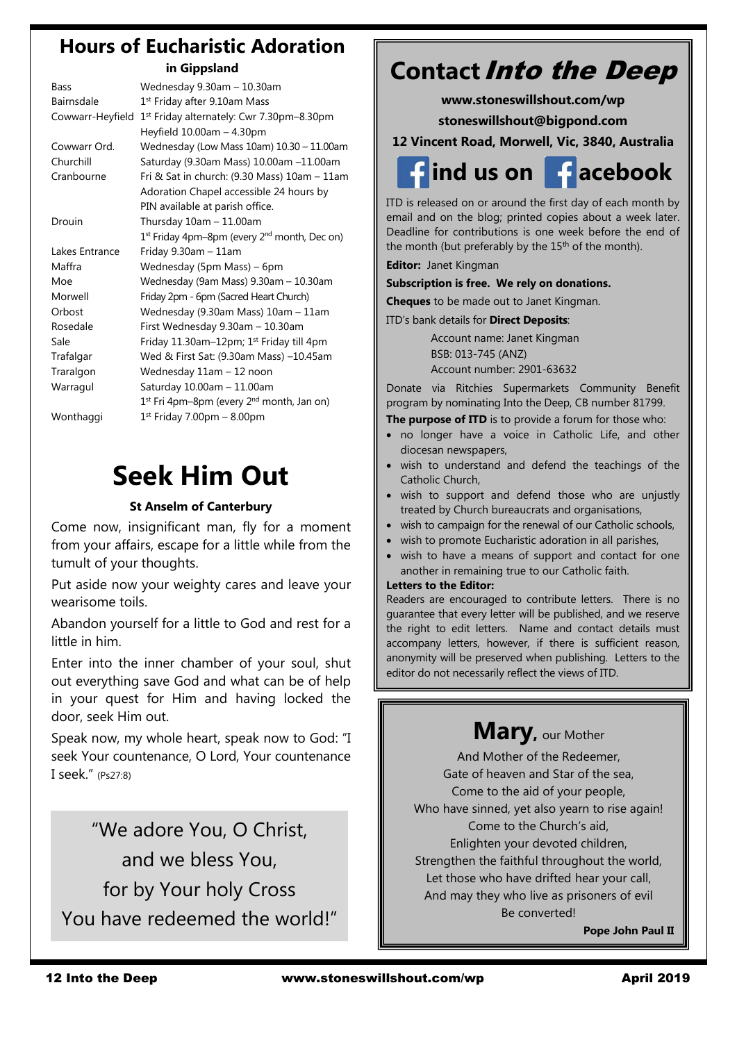## Hours of Eucharistic Adoration

### in Gippsland

| | |
|---|---|
| Bass | Wednesday 9.30am – 10.30am |
| Bairnsdale | 1st Friday after 9.10am Mass |
| Cowwarr-Heyfield | 1st Friday alternately: Cwr 7.30pm–8.30pm<br>Heyfield 10.00am – 4.30pm |
| Cowwarr Ord. | Wednesday (Low Mass 10am) 10.30 – 11.00am |
| Churchill | Saturday (9.30am Mass) 10.00am –11.00am |
| Cranbourne | Fri & Sat in church: (9.30 Mass) 10am – 11am<br>Adoration Chapel accessible 24 hours by PIN available at parish office. |
| Drouin | Thursday 10am – 11.00am<br>1st Friday 4pm–8pm (every 2nd month, Dec on) |
| Lakes Entrance | Friday 9.30am – 11am |
| Maffra | Wednesday (5pm Mass) – 6pm |
| Moe | Wednesday (9am Mass) 9.30am – 10.30am |
| Morwell | Friday 2pm - 6pm (Sacred Heart Church) |
| Orbost | Wednesday (9.30am Mass) 10am – 11am |
| Rosedale | First Wednesday 9.30am – 10.30am |
| Sale | Friday 11.30am–12pm; 1st Friday till 4pm |
| Trafalgar | Wed & First Sat: (9.30am Mass) –10.45am |
| Traralgon | Wednesday 11am – 12 noon |
| Warragul | Saturday 10.00am – 11.00am<br>1st Fri 4pm–8pm (every 2nd month, Jan on) |
| Wonthaggi | 1st Friday 7.00pm – 8.00pm |

# Seek Him Out

**St Anselm of Canterbury**

Come now, insignificant man, fly for a moment from your affairs, escape for a little while from the tumult of your thoughts.

Put aside now your weighty cares and leave your wearisome toils.

Abandon yourself for a little to God and rest for a little in him.

Enter into the inner chamber of your soul, shut out everything save God and what can be of help in your quest for Him and having locked the door, seek Him out.

Speak now, my whole heart, speak now to God: "I seek Your countenance, O Lord, Your countenance I seek." (Ps27:8)

"We adore You, O Christ,
and we bless You,
for by Your holy Cross
You have redeemed the world!"

# Contact *Into the Deep*

**www.stoneswillshout.com/wp**

**stoneswillshout@bigpond.com**

**12 Vincent Road, Morwell, Vic, 3840, Australia**

**Find us on Facebook**

ITD is released on or around the first day of each month by email and on the blog; printed copies about a week later. Deadline for contributions is one week before the end of the month (but preferably by the 15th of the month).

**Editor:** Janet Kingman

**Subscription is free. We rely on donations.**

**Cheques** to be made out to Janet Kingman.

ITD's bank details for **Direct Deposits**:

Account name: Janet Kingman
BSB: 013-745 (ANZ)
Account number: 2901-63632

Donate via Ritchies Supermarkets Community Benefit program by nominating Into the Deep, CB number 81799.

**The purpose of ITD** is to provide a forum for those who:

- no longer have a voice in Catholic Life, and other diocesan newspapers,
- wish to understand and defend the teachings of the Catholic Church,
- wish to support and defend those who are unjustly treated by Church bureaucrats and organisations,
- wish to campaign for the renewal of our Catholic schools,
- wish to promote Eucharistic adoration in all parishes,
- wish to have a means of support and contact for one another in remaining true to our Catholic faith.

**Letters to the Editor:**
Readers are encouraged to contribute letters. There is no guarantee that every letter will be published, and we reserve the right to edit letters. Name and contact details must accompany letters, however, if there is sufficient reason, anonymity will be preserved when publishing. Letters to the editor do not necessarily reflect the views of ITD.

## Mary, our Mother

And Mother of the Redeemer,
Gate of heaven and Star of the sea,
Come to the aid of your people,
Who have sinned, yet also yearn to rise again!
Come to the Church's aid,
Enlighten your devoted children,
Strengthen the faithful throughout the world,
Let those who have drifted hear your call,
And may they who live as prisoners of evil
Be converted!

**Pope John Paul II**